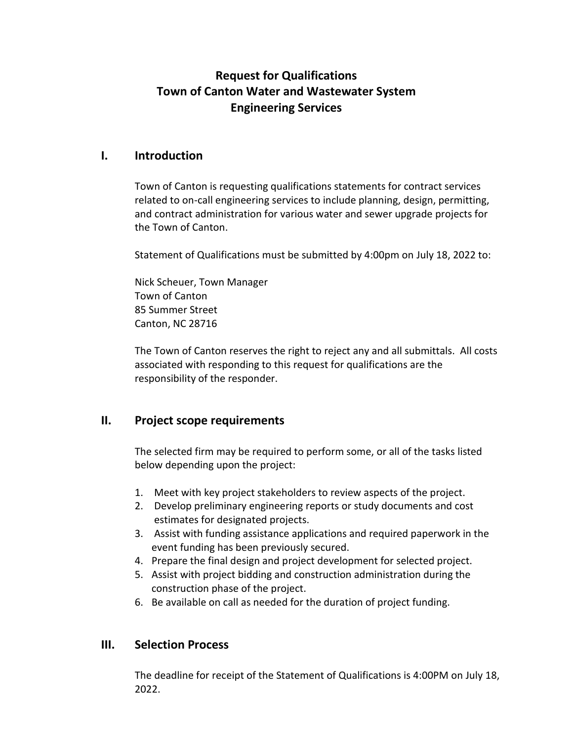# Request for Qualifications
# Town of Canton Water and Wastewater System
# Engineering Services

## I. Introduction

Town of Canton is requesting qualifications statements for contract services related to on-call engineering services to include planning, design, permitting, and contract administration for various water and sewer upgrade projects for the Town of Canton.

Statement of Qualifications must be submitted by 4:00pm on July 18, 2022 to:

Nick Scheuer, Town Manager
Town of Canton
85 Summer Street
Canton, NC 28716

The Town of Canton reserves the right to reject any and all submittals. All costs associated with responding to this request for qualifications are the responsibility of the responder.

## II. Project scope requirements

The selected firm may be required to perform some, or all of the tasks listed below depending upon the project:

1. Meet with key project stakeholders to review aspects of the project.
2. Develop preliminary engineering reports or study documents and cost estimates for designated projects.
3. Assist with funding assistance applications and required paperwork in the event funding has been previously secured.
4. Prepare the final design and project development for selected project.
5. Assist with project bidding and construction administration during the construction phase of the project.
6. Be available on call as needed for the duration of project funding.

## III. Selection Process

The deadline for receipt of the Statement of Qualifications is 4:00PM on July 18, 2022.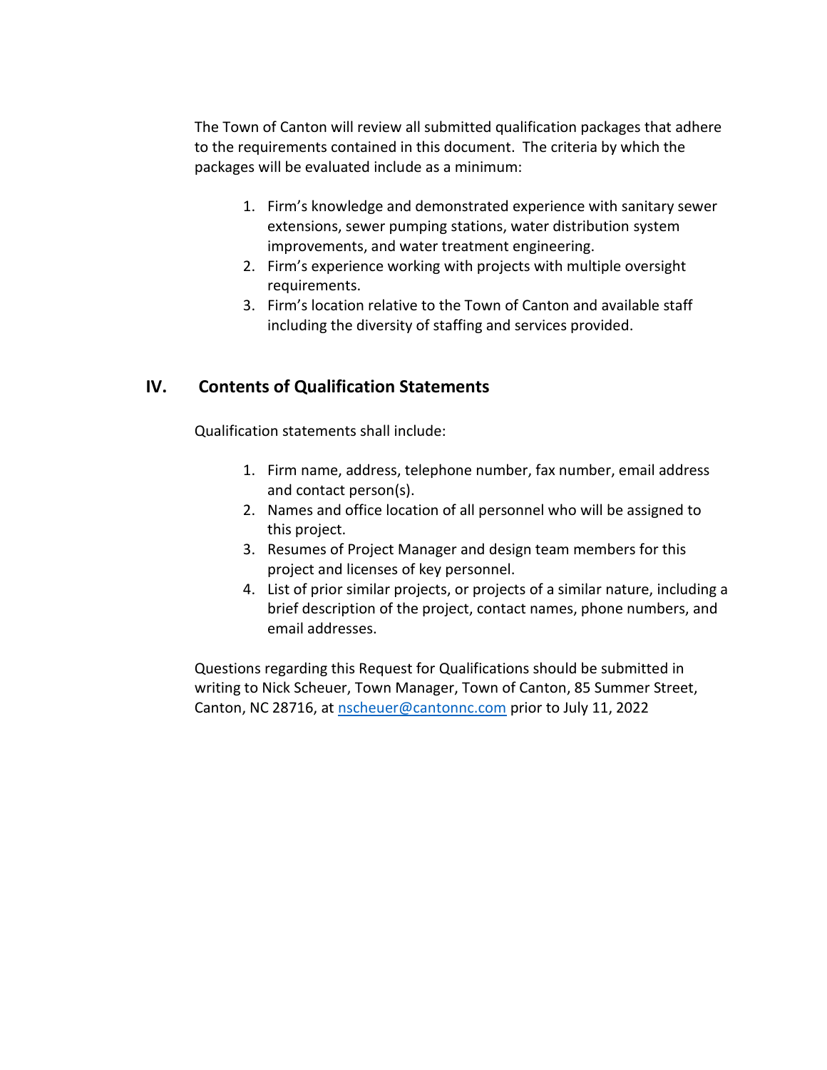The Town of Canton will review all submitted qualification packages that adhere to the requirements contained in this document. The criteria by which the packages will be evaluated include as a minimum:

1. Firm's knowledge and demonstrated experience with sanitary sewer extensions, sewer pumping stations, water distribution system improvements, and water treatment engineering.
2. Firm's experience working with projects with multiple oversight requirements.
3. Firm's location relative to the Town of Canton and available staff including the diversity of staffing and services provided.

## IV. Contents of Qualification Statements

Qualification statements shall include:

1. Firm name, address, telephone number, fax number, email address and contact person(s).
2. Names and office location of all personnel who will be assigned to this project.
3. Resumes of Project Manager and design team members for this project and licenses of key personnel.
4. List of prior similar projects, or projects of a similar nature, including a brief description of the project, contact names, phone numbers, and email addresses.

Questions regarding this Request for Qualifications should be submitted in writing to Nick Scheuer, Town Manager, Town of Canton, 85 Summer Street, Canton, NC 28716, at nscheuer@cantonnc.com prior to July 11, 2022